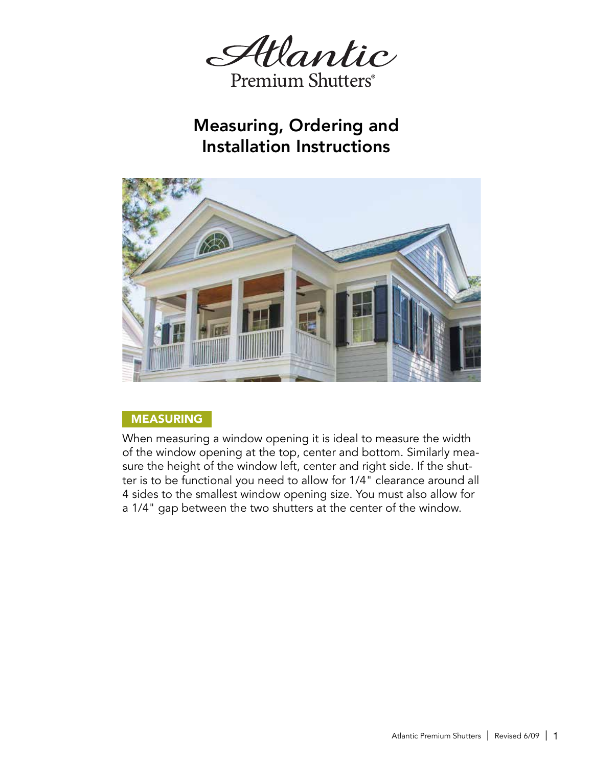Atlantic

Premium Shutters®

# Measuring, Ordering and Installation Instructions

## MEASURING

When measuring a window opening it is ideal to measure the width of the window opening at the top, center and bottom. Similarly measure the height of the window left, center and right side. If the shutter is to be functional you need to allow for 1/4" clearance around all 4 sides to the smallest window opening size. You must also allow for a 1/4" gap between the two shutters at the center of the window.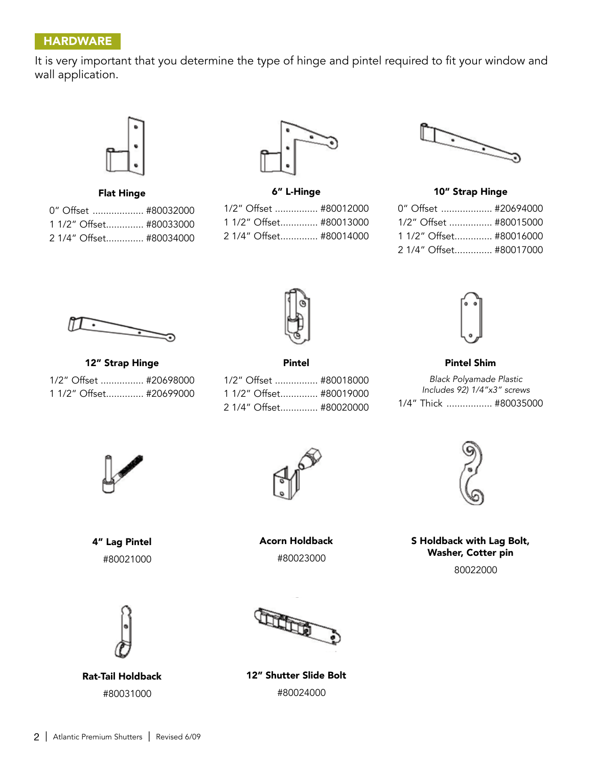## HARDWARE

It is very important that you determine the type of hinge and pintel required to fit your window and wall application.

**Flat Hinge**

0″ Offset ................... #80032000
1 1/2″ Offset.............. #80033000
2 1/4″ Offset.............. #80034000

**6″ L-Hinge**

1/2″ Offset ................ #80012000
1 1/2″ Offset.............. #80013000
2 1/4″ Offset.............. #80014000

**10″ Strap Hinge**

0″ Offset ................... #20694000
1/2″ Offset ................ #80015000
1 1/2″ Offset.............. #80016000
2 1/4″ Offset.............. #80017000

**12″ Strap Hinge**

1/2″ Offset ................ #20698000
1 1/2″ Offset.............. #20699000

**Pintel**

1/2″ Offset ................ #80018000
1 1/2″ Offset.............. #80019000
2 1/4″ Offset.............. #80020000

**Pintel Shim**

*Black Polyamade Plastic*
*Includes 92) 1/4″x3″ screws*
1/4″ Thick ................. #80035000

**4″ Lag Pintel**

#80021000

**Acorn Holdback**

#80023000

**S Holdback with Lag Bolt, Washer, Cotter pin**

80022000

**Rat-Tail Holdback**

#80031000

**12″ Shutter Slide Bolt**

#80024000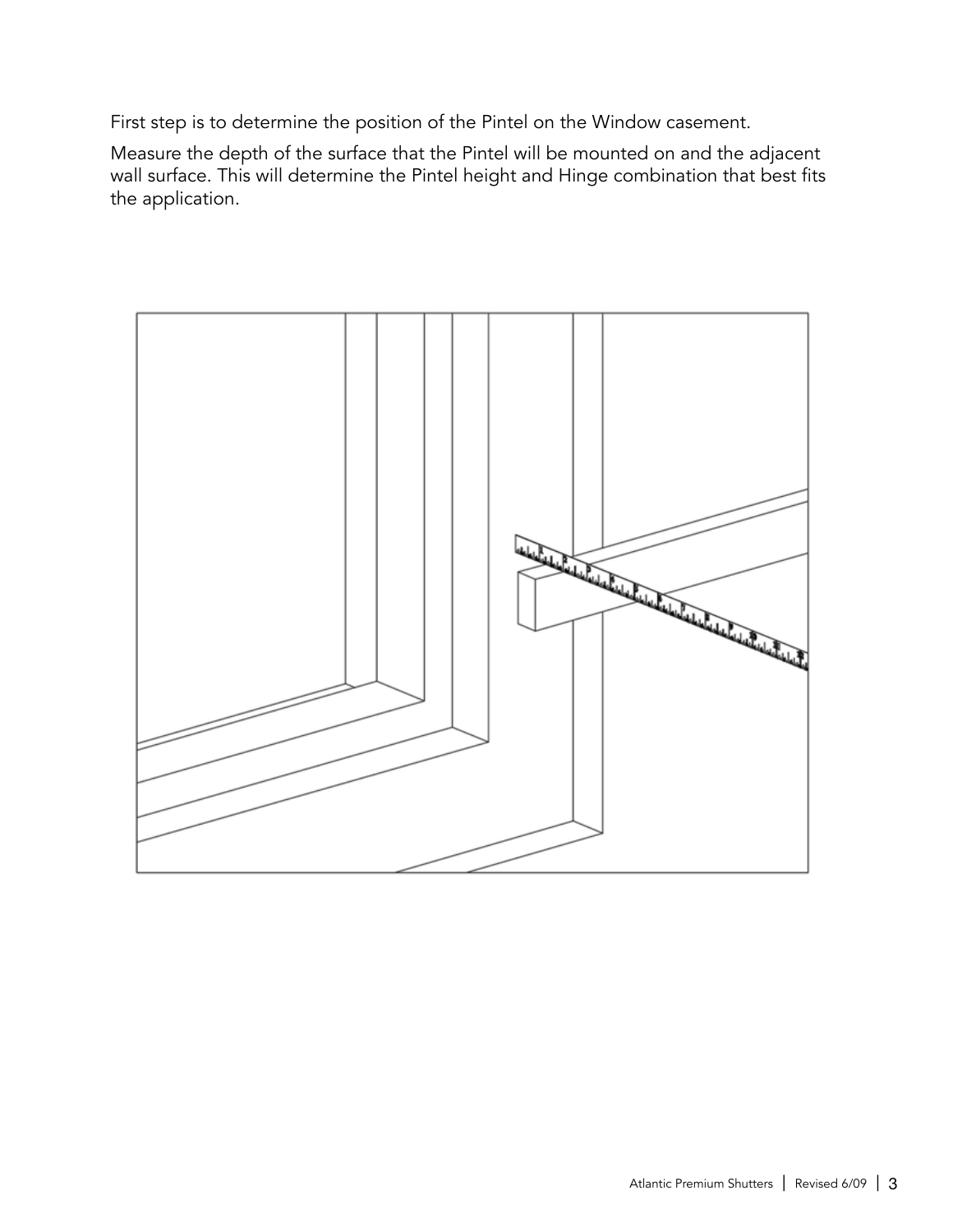First step is to determine the position of the Pintel on the Window casement.

Measure the depth of the surface that the Pintel will be mounted on and the adjacent wall surface. This will determine the Pintel height and Hinge combination that best fits the application.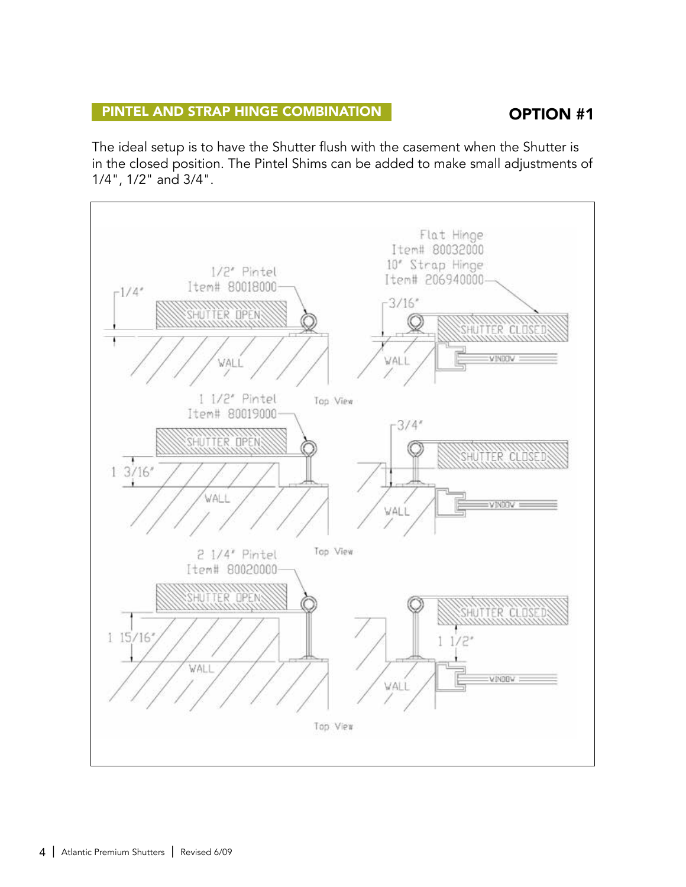## PINTEL AND STRAP HINGE COMBINATION

## OPTION #1

The ideal setup is to have the Shutter flush with the casement when the Shutter is in the closed position. The Pintel Shims can be added to make small adjustments of 1/4", 1/2" and 3/4".

Flat Hinge
Item# 80032000
10" Strap Hinge
Item# 206940000

1/2" Pintel
Item# 80018000

1/4"

SHUTTER OPEN

WALL

3/16"

SHUTTER CLOSED

WINDOW

WALL

1 1/2" Pintel
Item# 80019000

Top View

SHUTTER OPEN

1 3/16"

WALL

3/4"

SHUTTER CLOSED

WINDOW

WALL

Top View

2 1/4" Pintel
Item# 80020000

SHUTTER OPEN

1 15/16"

WALL

SHUTTER CLOSED

1 1/2"

WINDOW

WALL

Top View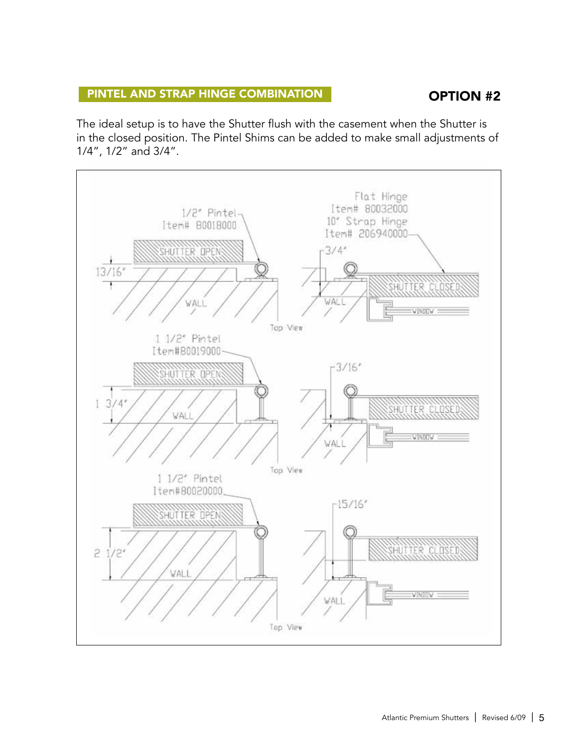## PINTEL AND STRAP HINGE COMBINATION

## OPTION #2

The ideal setup is to have the Shutter flush with the casement when the Shutter is in the closed position. The Pintel Shims can be added to make small adjustments of 1/4", 1/2" and 3/4".

1/2" Pintel
Item# 80018000

Flat Hinge
Item# 80032000
10" Strap Hinge
Item# 206940000

SHUTTER OPEN

13/16"

3/4"

SHUTTER CLOSED

WALL

WINDOW

Top View

1 1/2" Pintel
Item#80019000

3/16"

SHUTTER OPEN

1 3/4"

SHUTTER CLOSED

WALL

WINDOW

Top View

1 1/2" Pintel
Item#80020000

15/16"

SHUTTER OPEN

2 1/2"

SHUTTER CLOSED

WALL

WINDOW

Top View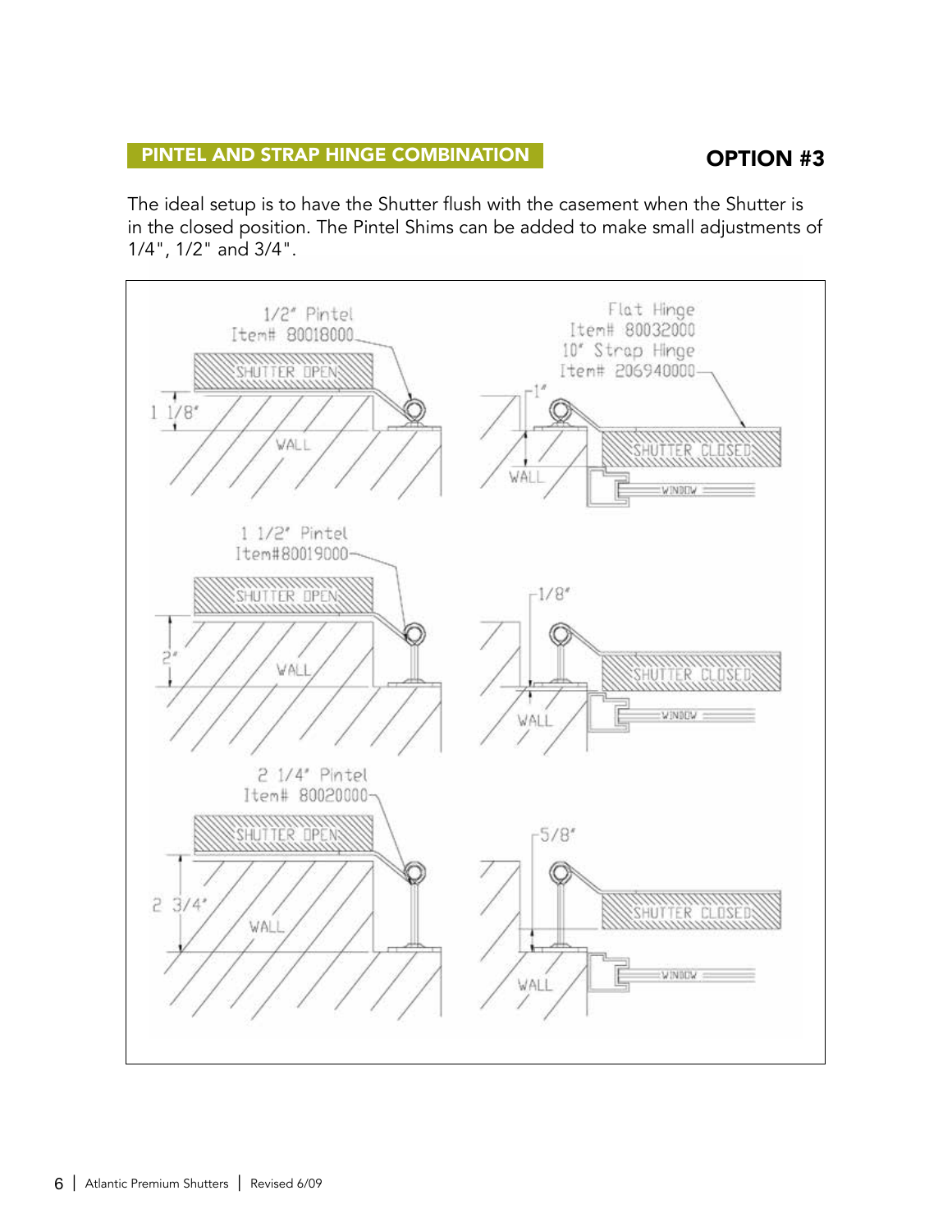## PINTEL AND STRAP HINGE COMBINATION

## OPTION #3

The ideal setup is to have the Shutter flush with the casement when the Shutter is in the closed position. The Pintel Shims can be added to make small adjustments of 1/4", 1/2" and 3/4".

1/2" Pintel
Item# 80018000

Flat Hinge
Item# 80032000
10" Strap Hinge
Item# 206940000

SHUTTER OPEN

1 1/8"

WALL

1"

SHUTTER CLOSED

WALL

WINDOW

1 1/2" Pintel
Item#80019000

SHUTTER OPEN

2"

WALL

1/8"

SHUTTER CLOSED

WALL

WINDOW

2 1/4" Pintel
Item# 80020000

SHUTTER OPEN

2 3/4"

WALL

5/8"

SHUTTER CLOSED

WALL

WINDOW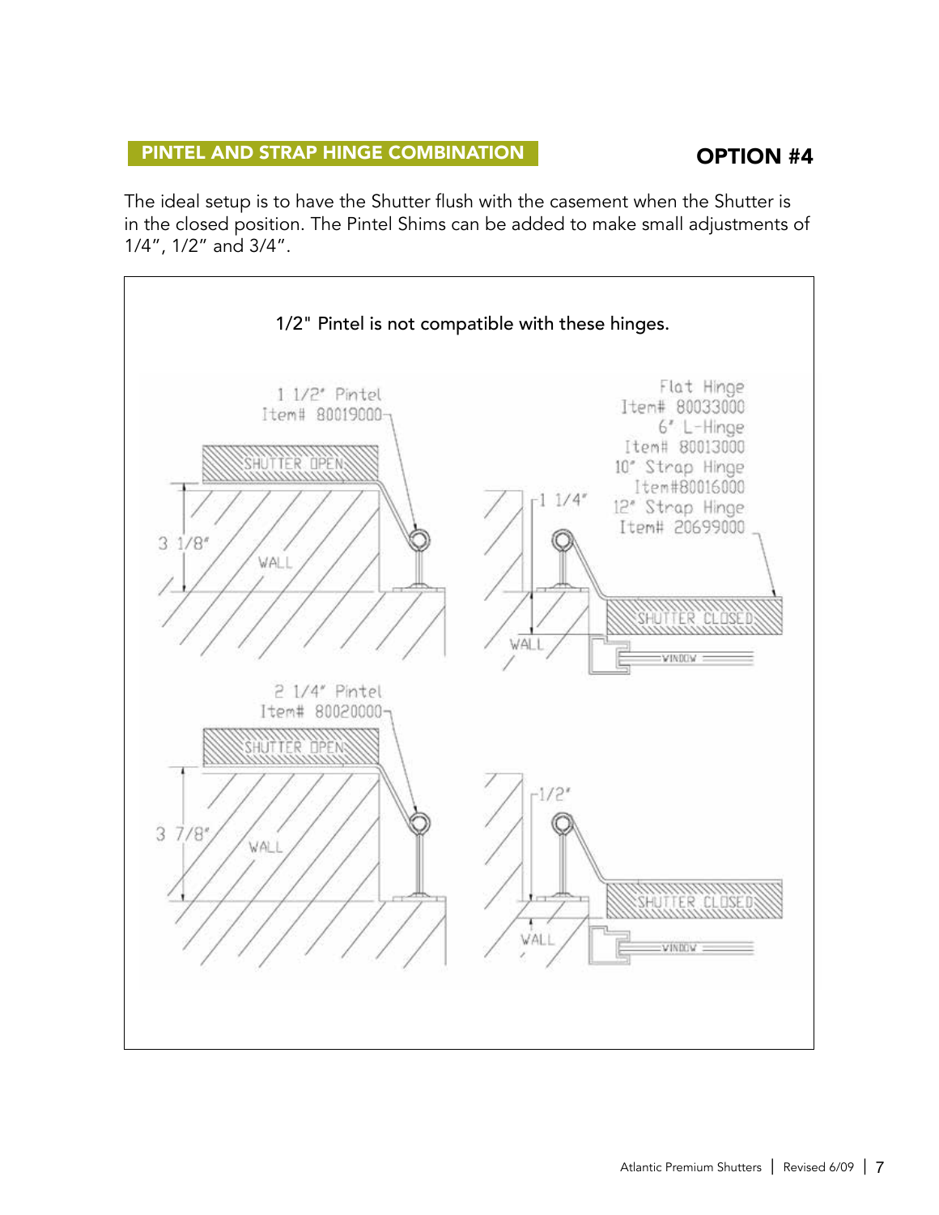## PINTEL AND STRAP HINGE COMBINATION

## OPTION #4

The ideal setup is to have the Shutter flush with the casement when the Shutter is in the closed position. The Pintel Shims can be added to make small adjustments of 1/4", 1/2" and 3/4".

1/2" Pintel is not compatible with these hinges.

1 1/2" Pintel
Item# 80019000

Flat Hinge
Item# 80033000
6" L-Hinge
Item# 80013000
10" Strap Hinge
Item#80016000
12" Strap Hinge
Item# 20699000

SHUTTER OPEN

3 1/8"

WALL

1 1/4"

SHUTTER CLOSED

WALL

WINDOW

2 1/4" Pintel
Item# 80020000

SHUTTER OPEN

3 7/8"

WALL

1/2"

SHUTTER CLOSED

WALL

WINDOW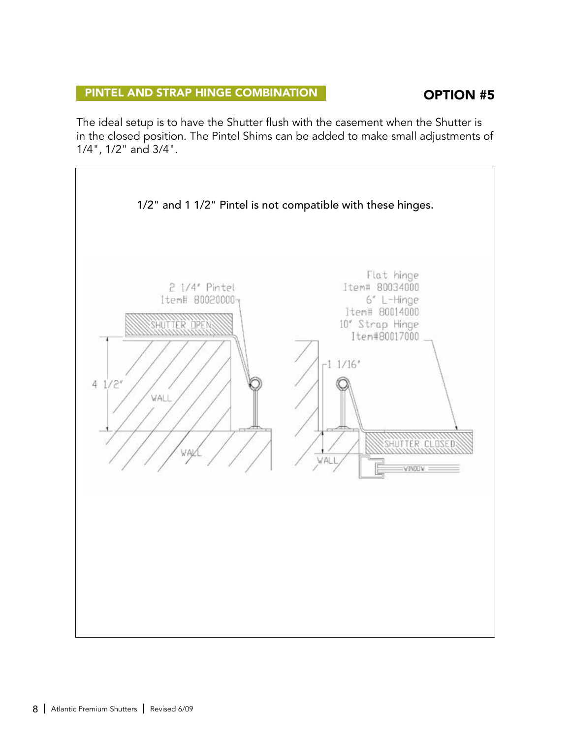## PINTEL AND STRAP HINGE COMBINATION

## OPTION #5

The ideal setup is to have the Shutter flush with the casement when the Shutter is in the closed position. The Pintel Shims can be added to make small adjustments of 1/4", 1/2" and 3/4".

1/2" and 1 1/2" Pintel is not compatible with these hinges.

2 1/4" Pintel
Item# 80020000

SHUTTER OPEN

4 1/2"

WALL

WALL

Flat hinge
Item# 80034000
6" L-Hinge
Item# 80014000
10" Strap Hinge
Item#80017000

1 1/16"

SHUTTER CLOSED

WALL

WINDOW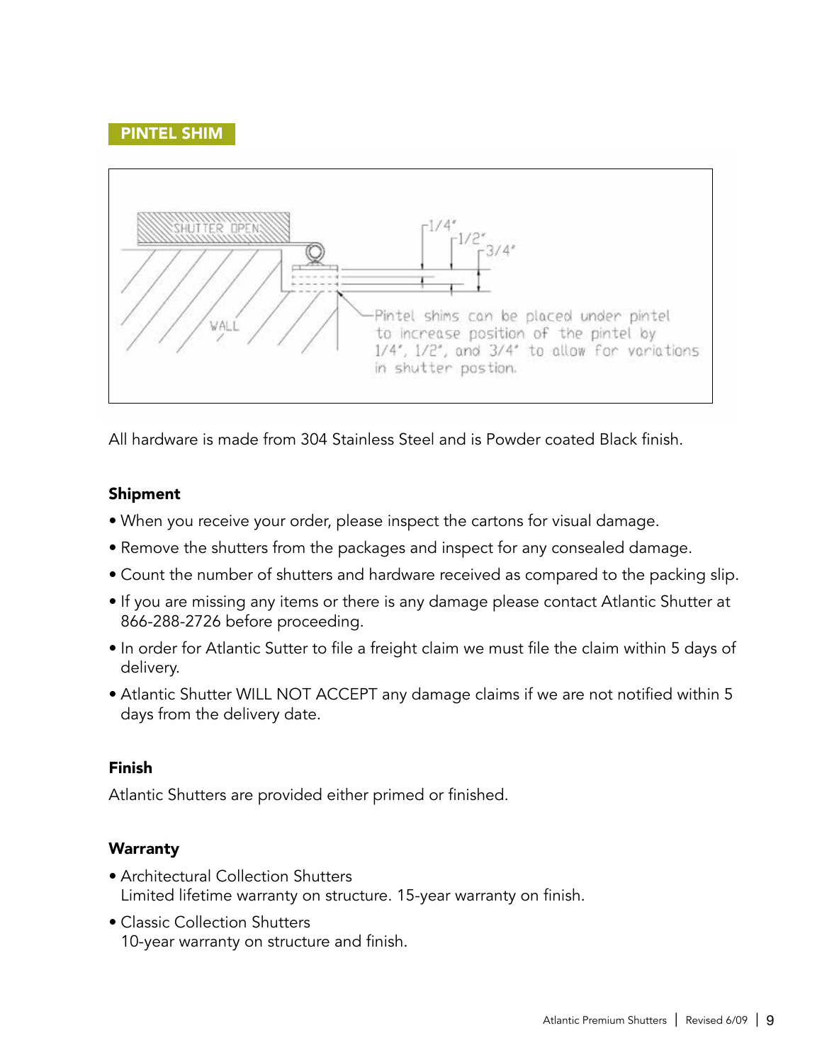## PINTEL SHIM

SHUTTER OPEN

WALL

1/4"

1/2"

3/4"

Pintel shims can be placed under pintel to increase position of the pintel by 1/4", 1/2", and 3/4" to allow for variations in shutter postion.

All hardware is made from 304 Stainless Steel and is Powder coated Black finish.

### Shipment

- When you receive your order, please inspect the cartons for visual damage.
- Remove the shutters from the packages and inspect for any consealed damage.
- Count the number of shutters and hardware received as compared to the packing slip.
- If you are missing any items or there is any damage please contact Atlantic Shutter at 866-288-2726 before proceeding.
- In order for Atlantic Sutter to file a freight claim we must file the claim within 5 days of delivery.
- Atlantic Shutter WILL NOT ACCEPT any damage claims if we are not notified within 5 days from the delivery date.

### Finish

Atlantic Shutters are provided either primed or finished.

### Warranty

- Architectural Collection Shutters
  Limited lifetime warranty on structure. 15-year warranty on finish.
- Classic Collection Shutters
  10-year warranty on structure and finish.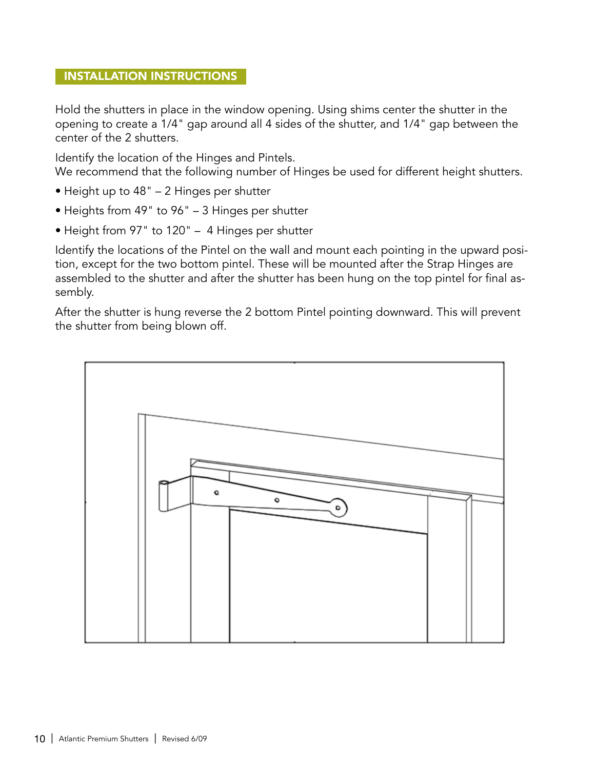## INSTALLATION INSTRUCTIONS

Hold the shutters in place in the window opening. Using shims center the shutter in the opening to create a 1/4" gap around all 4 sides of the shutter, and 1/4" gap between the center of the 2 shutters.

Identify the location of the Hinges and Pintels.
We recommend that the following number of Hinges be used for different height shutters.

- Height up to 48" – 2 Hinges per shutter
- Heights from 49" to 96" – 3 Hinges per shutter
- Height from 97" to 120" – 4 Hinges per shutter

Identify the locations of the Pintel on the wall and mount each pointing in the upward position, except for the two bottom pintel. These will be mounted after the Strap Hinges are assembled to the shutter and after the shutter has been hung on the top pintel for final assembly.

After the shutter is hung reverse the 2 bottom Pintel pointing downward. This will prevent the shutter from being blown off.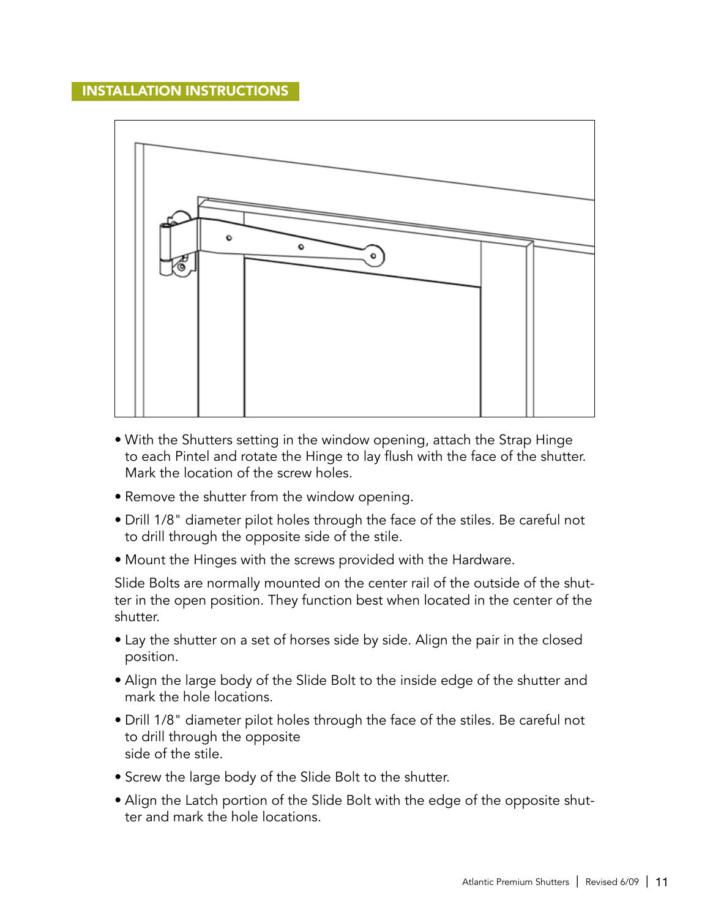## INSTALLATION INSTRUCTIONS

- With the Shutters setting in the window opening, attach the Strap Hinge to each Pintel and rotate the Hinge to lay flush with the face of the shutter. Mark the location of the screw holes.
- Remove the shutter from the window opening.
- Drill 1/8" diameter pilot holes through the face of the stiles. Be careful not to drill through the opposite side of the stile.
- Mount the Hinges with the screws provided with the Hardware.

Slide Bolts are normally mounted on the center rail of the outside of the shutter in the open position. They function best when located in the center of the shutter.

- Lay the shutter on a set of horses side by side. Align the pair in the closed position.
- Align the large body of the Slide Bolt to the inside edge of the shutter and mark the hole locations.
- Drill 1/8" diameter pilot holes through the face of the stiles. Be careful not to drill through the opposite side of the stile.
- Screw the large body of the Slide Bolt to the shutter.
- Align the Latch portion of the Slide Bolt with the edge of the opposite shutter and mark the hole locations.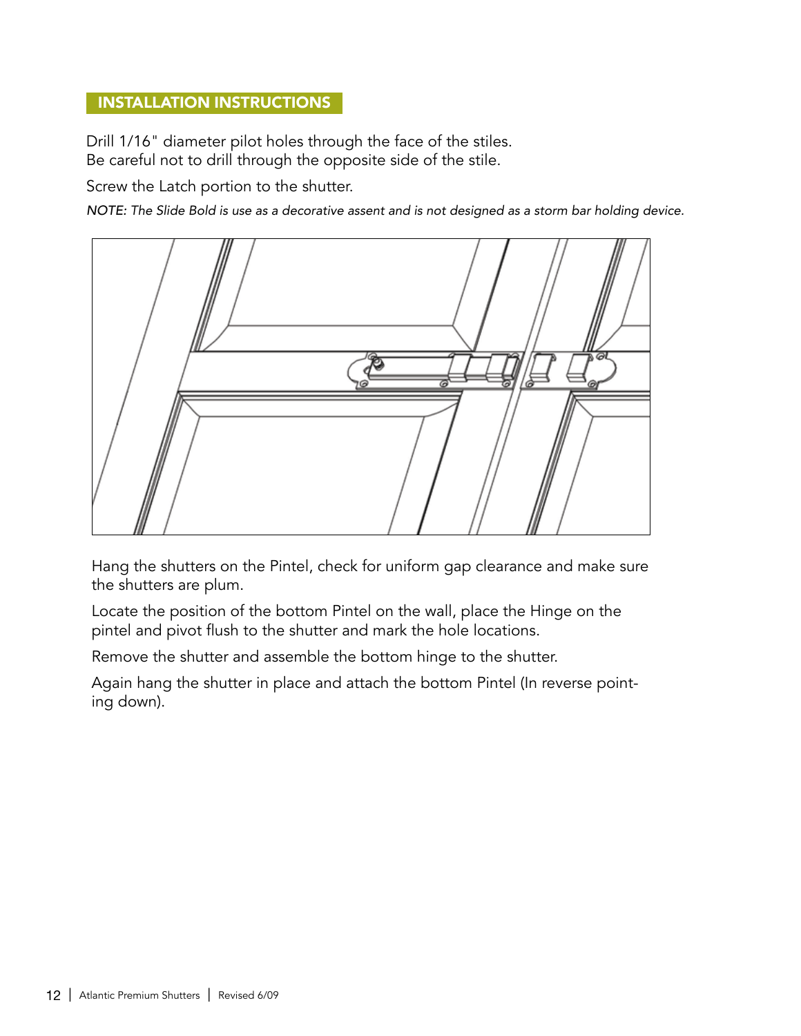## INSTALLATION INSTRUCTIONS

Drill 1/16" diameter pilot holes through the face of the stiles.
Be careful not to drill through the opposite side of the stile.

Screw the Latch portion to the shutter.

*NOTE: The Slide Bold is use as a decorative assent and is not designed as a storm bar holding device.*

Hang the shutters on the Pintel, check for uniform gap clearance and make sure the shutters are plum.

Locate the position of the bottom Pintel on the wall, place the Hinge on the pintel and pivot flush to the shutter and mark the hole locations.

Remove the shutter and assemble the bottom hinge to the shutter.

Again hang the shutter in place and attach the bottom Pintel (In reverse pointing down).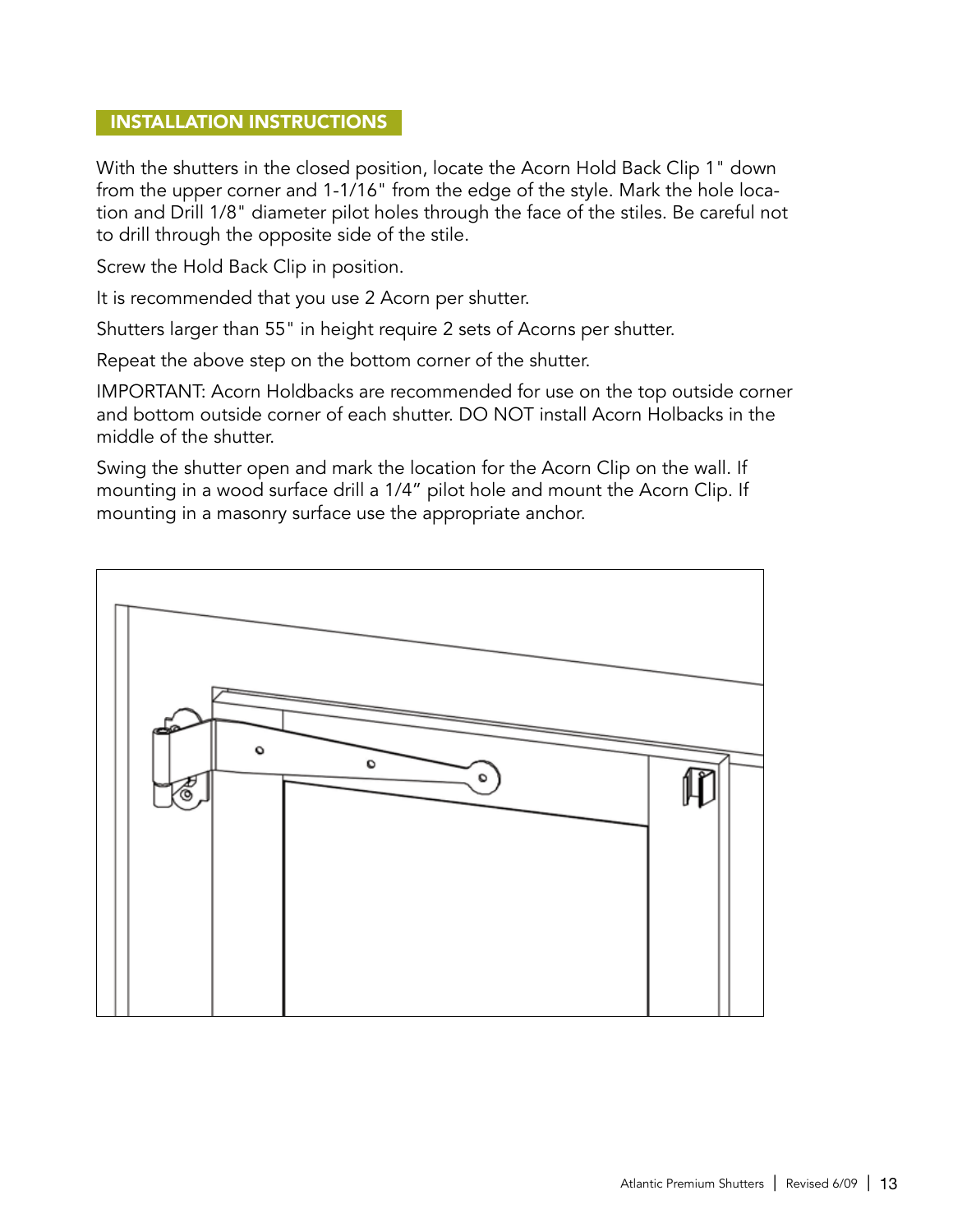## INSTALLATION INSTRUCTIONS

With the shutters in the closed position, locate the Acorn Hold Back Clip 1" down from the upper corner and 1-1/16" from the edge of the style. Mark the hole location and Drill 1/8" diameter pilot holes through the face of the stiles. Be careful not to drill through the opposite side of the stile.

Screw the Hold Back Clip in position.

It is recommended that you use 2 Acorn per shutter.

Shutters larger than 55" in height require 2 sets of Acorns per shutter.

Repeat the above step on the bottom corner of the shutter.

IMPORTANT: Acorn Holdbacks are recommended for use on the top outside corner and bottom outside corner of each shutter. DO NOT install Acorn Holbacks in the middle of the shutter.

Swing the shutter open and mark the location for the Acorn Clip on the wall. If mounting in a wood surface drill a 1/4" pilot hole and mount the Acorn Clip. If mounting in a masonry surface use the appropriate anchor.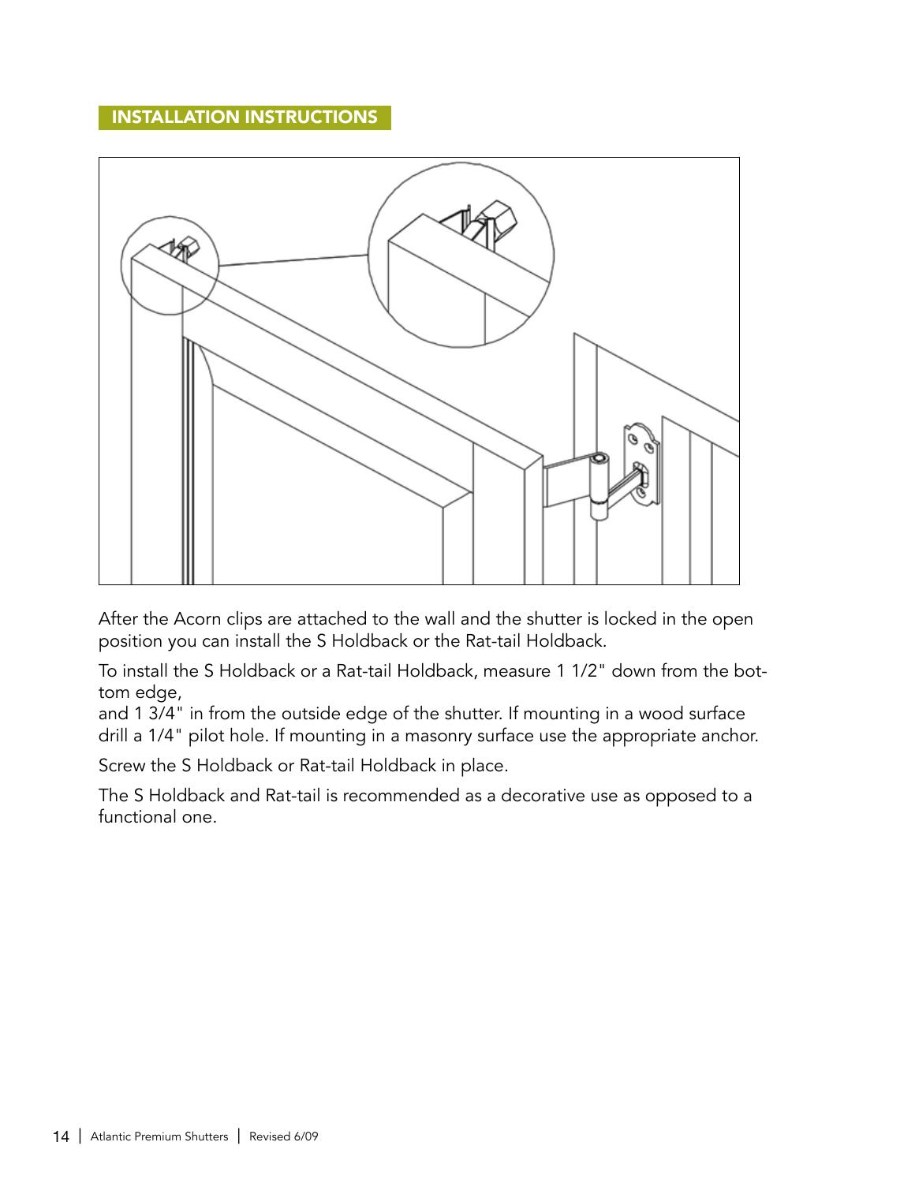## INSTALLATION INSTRUCTIONS

After the Acorn clips are attached to the wall and the shutter is locked in the open position you can install the S Holdback or the Rat-tail Holdback.

To install the S Holdback or a Rat-tail Holdback, measure 1 1/2" down from the bottom edge,
and 1 3/4" in from the outside edge of the shutter. If mounting in a wood surface drill a 1/4" pilot hole. If mounting in a masonry surface use the appropriate anchor.

Screw the S Holdback or Rat-tail Holdback in place.

The S Holdback and Rat-tail is recommended as a decorative use as opposed to a functional one.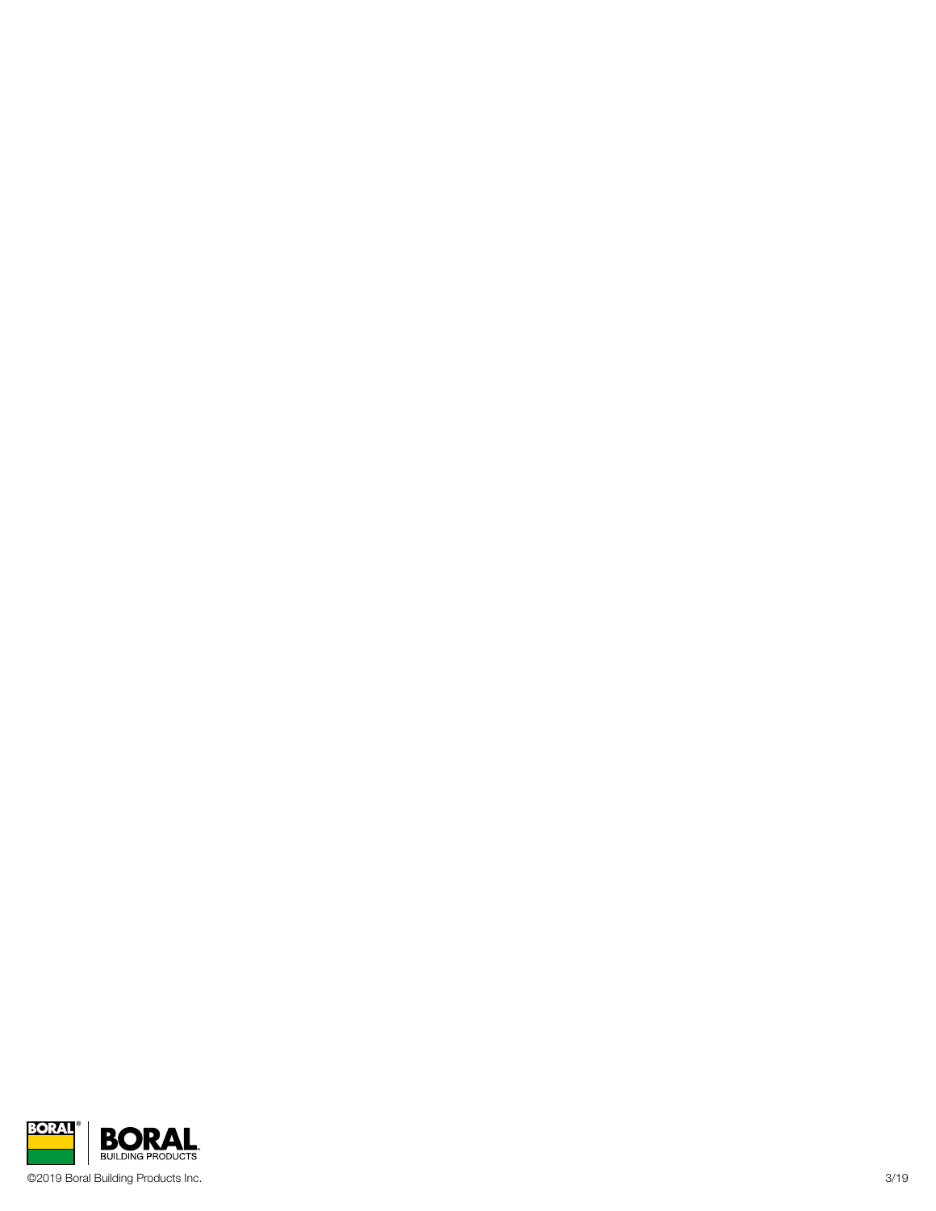©2019 Boral Building Products Inc.

3/19